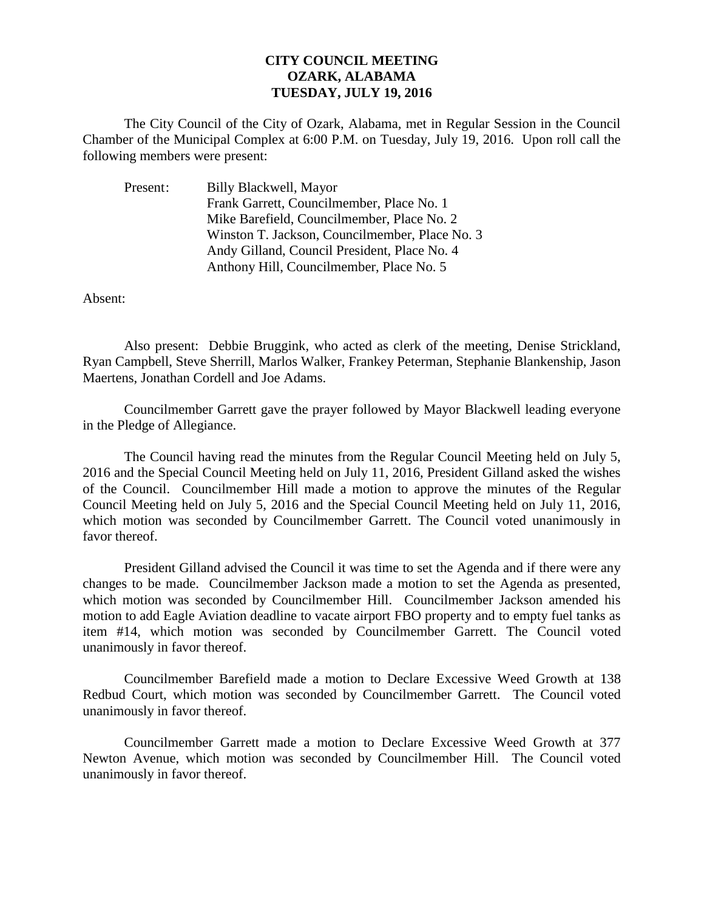# CITY COUNCIL MEETING
# OZARK, ALABAMA
# TUESDAY, JULY 19, 2016

The City Council of the City of Ozark, Alabama, met in Regular Session in the Council Chamber of the Municipal Complex at 6:00 P.M. on Tuesday, July 19, 2016. Upon roll call the following members were present:

Present: Billy Blackwell, Mayor
Frank Garrett, Councilmember, Place No. 1
Mike Barefield, Councilmember, Place No. 2
Winston T. Jackson, Councilmember, Place No. 3
Andy Gilland, Council President, Place No. 4
Anthony Hill, Councilmember, Place No. 5

Absent:

Also present: Debbie Bruggink, who acted as clerk of the meeting, Denise Strickland, Ryan Campbell, Steve Sherrill, Marlos Walker, Frankey Peterman, Stephanie Blankenship, Jason Maertens, Jonathan Cordell and Joe Adams.

Councilmember Garrett gave the prayer followed by Mayor Blackwell leading everyone in the Pledge of Allegiance.

The Council having read the minutes from the Regular Council Meeting held on July 5, 2016 and the Special Council Meeting held on July 11, 2016, President Gilland asked the wishes of the Council. Councilmember Hill made a motion to approve the minutes of the Regular Council Meeting held on July 5, 2016 and the Special Council Meeting held on July 11, 2016, which motion was seconded by Councilmember Garrett. The Council voted unanimously in favor thereof.

President Gilland advised the Council it was time to set the Agenda and if there were any changes to be made. Councilmember Jackson made a motion to set the Agenda as presented, which motion was seconded by Councilmember Hill. Councilmember Jackson amended his motion to add Eagle Aviation deadline to vacate airport FBO property and to empty fuel tanks as item #14, which motion was seconded by Councilmember Garrett. The Council voted unanimously in favor thereof.

Councilmember Barefield made a motion to Declare Excessive Weed Growth at 138 Redbud Court, which motion was seconded by Councilmember Garrett. The Council voted unanimously in favor thereof.

Councilmember Garrett made a motion to Declare Excessive Weed Growth at 377 Newton Avenue, which motion was seconded by Councilmember Hill. The Council voted unanimously in favor thereof.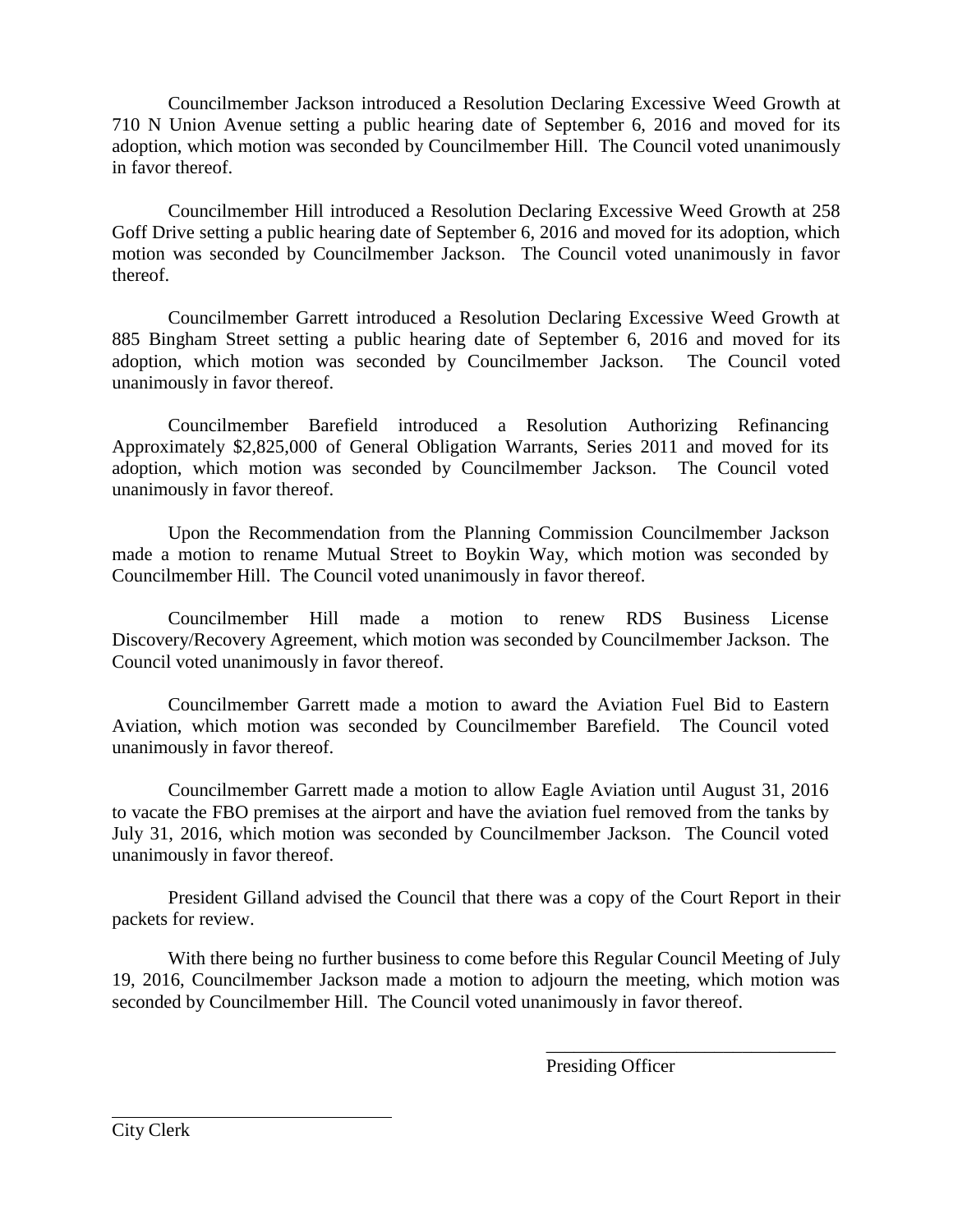Councilmember Jackson introduced a Resolution Declaring Excessive Weed Growth at 710 N Union Avenue setting a public hearing date of September 6, 2016 and moved for its adoption, which motion was seconded by Councilmember Hill. The Council voted unanimously in favor thereof.

Councilmember Hill introduced a Resolution Declaring Excessive Weed Growth at 258 Goff Drive setting a public hearing date of September 6, 2016 and moved for its adoption, which motion was seconded by Councilmember Jackson. The Council voted unanimously in favor thereof.

Councilmember Garrett introduced a Resolution Declaring Excessive Weed Growth at 885 Bingham Street setting a public hearing date of September 6, 2016 and moved for its adoption, which motion was seconded by Councilmember Jackson. The Council voted unanimously in favor thereof.

Councilmember Barefield introduced a Resolution Authorizing Refinancing Approximately $2,825,000 of General Obligation Warrants, Series 2011 and moved for its adoption, which motion was seconded by Councilmember Jackson. The Council voted unanimously in favor thereof.

Upon the Recommendation from the Planning Commission Councilmember Jackson made a motion to rename Mutual Street to Boykin Way, which motion was seconded by Councilmember Hill. The Council voted unanimously in favor thereof.

Councilmember Hill made a motion to renew RDS Business License Discovery/Recovery Agreement, which motion was seconded by Councilmember Jackson. The Council voted unanimously in favor thereof.

Councilmember Garrett made a motion to award the Aviation Fuel Bid to Eastern Aviation, which motion was seconded by Councilmember Barefield. The Council voted unanimously in favor thereof.

Councilmember Garrett made a motion to allow Eagle Aviation until August 31, 2016 to vacate the FBO premises at the airport and have the aviation fuel removed from the tanks by July 31, 2016, which motion was seconded by Councilmember Jackson. The Council voted unanimously in favor thereof.

President Gilland advised the Council that there was a copy of the Court Report in their packets for review.

With there being no further business to come before this Regular Council Meeting of July 19, 2016, Councilmember Jackson made a motion to adjourn the meeting, which motion was seconded by Councilmember Hill. The Council voted unanimously in favor thereof.

\_\_\_\_\_\_\_\_\_\_\_\_\_\_\_\_\_\_\_\_\_\_\_\_\_\_\_\_\_\_\_\_

Presiding Officer

\_\_\_\_\_\_\_\_\_\_\_\_\_\_\_\_\_\_\_\_\_\_\_\_\_\_\_\_\_\_\_\_

City Clerk